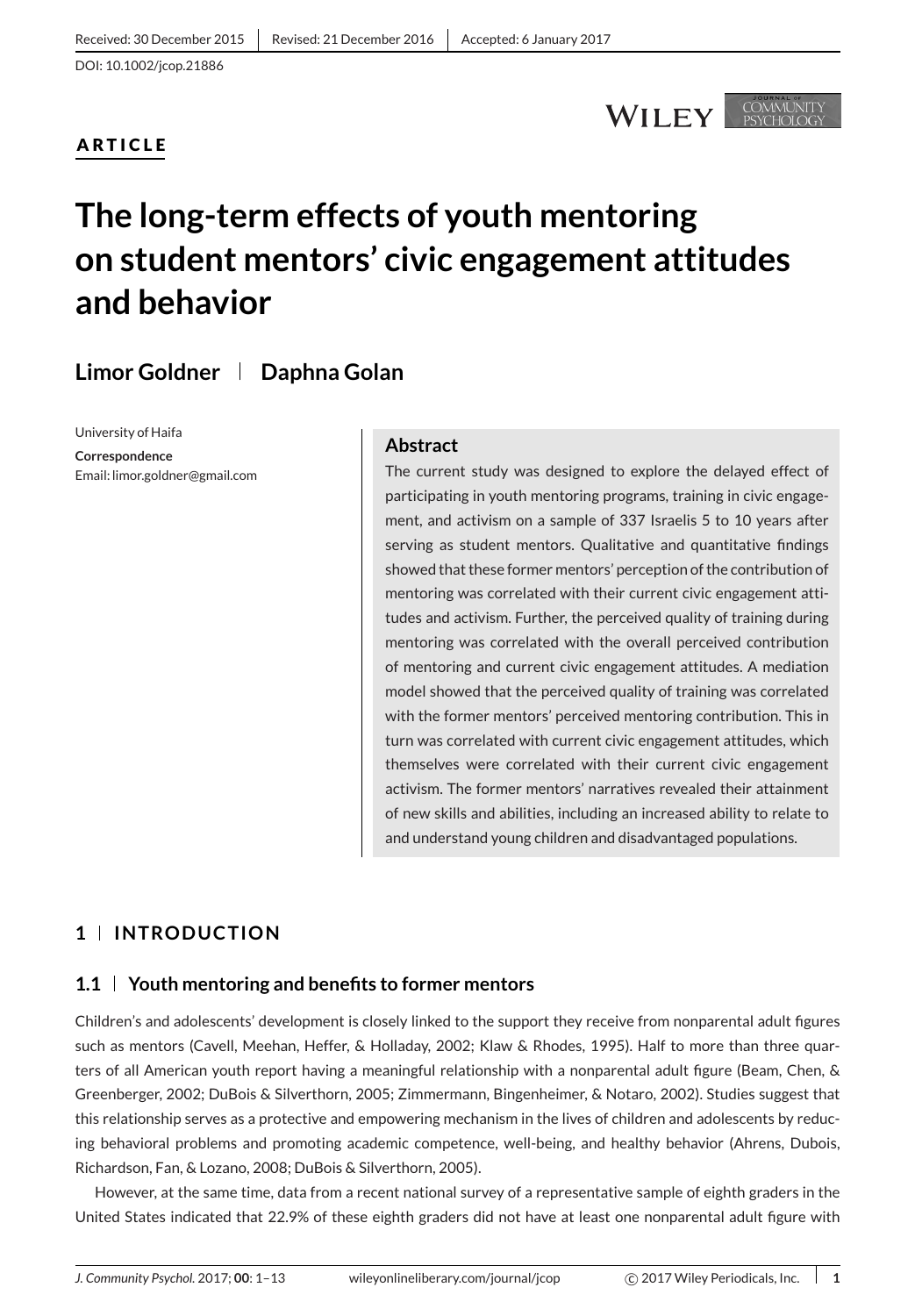Received: 30 December 2015 | Revised: 21 December 2016 | Accepted: 6 January 2017

DOI: 10.1002/jcop.21886

**ARTICLE**

# The long-term effects of youth mentoring on student mentors' civic engagement attitudes and behavior

**Limor Goldner | Daphna Golan**

University of Haifa

**Correspondence**
Email: limor.goldner@gmail.com

## Abstract

The current study was designed to explore the delayed effect of participating in youth mentoring programs, training in civic engagement, and activism on a sample of 337 Israelis 5 to 10 years after serving as student mentors. Qualitative and quantitative findings showed that these former mentors' perception of the contribution of mentoring was correlated with their current civic engagement attitudes and activism. Further, the perceived quality of training during mentoring was correlated with the overall perceived contribution of mentoring and current civic engagement attitudes. A mediation model showed that the perceived quality of training was correlated with the former mentors' perceived mentoring contribution. This in turn was correlated with current civic engagement attitudes, which themselves were correlated with their current civic engagement activism. The former mentors' narratives revealed their attainment of new skills and abilities, including an increased ability to relate to and understand young children and disadvantaged populations.

## 1 | INTRODUCTION

### 1.1 | Youth mentoring and benefits to former mentors

Children's and adolescents' development is closely linked to the support they receive from nonparental adult figures such as mentors (Cavell, Meehan, Heffer, & Holladay, 2002; Klaw & Rhodes, 1995). Half to more than three quarters of all American youth report having a meaningful relationship with a nonparental adult figure (Beam, Chen, & Greenberger, 2002; DuBois & Silverthorn, 2005; Zimmermann, Bingenheimer, & Notaro, 2002). Studies suggest that this relationship serves as a protective and empowering mechanism in the lives of children and adolescents by reducing behavioral problems and promoting academic competence, well-being, and healthy behavior (Ahrens, Dubois, Richardson, Fan, & Lozano, 2008; DuBois & Silverthorn, 2005).

However, at the same time, data from a recent national survey of a representative sample of eighth graders in the United States indicated that 22.9% of these eighth graders did not have at least one nonparental adult figure with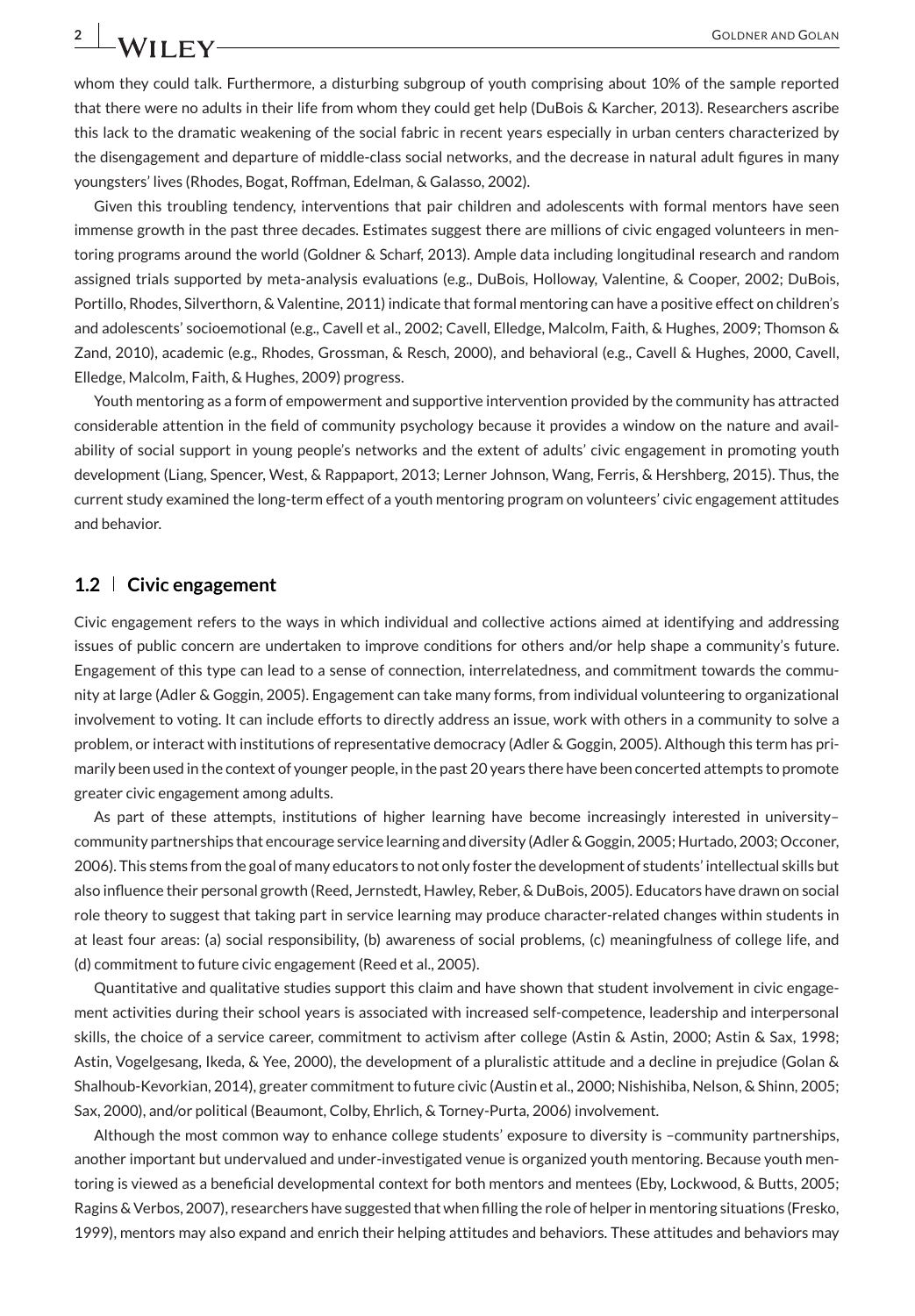whom they could talk. Furthermore, a disturbing subgroup of youth comprising about 10% of the sample reported that there were no adults in their life from whom they could get help (DuBois & Karcher, 2013). Researchers ascribe this lack to the dramatic weakening of the social fabric in recent years especially in urban centers characterized by the disengagement and departure of middle-class social networks, and the decrease in natural adult figures in many youngsters' lives (Rhodes, Bogat, Roffman, Edelman, & Galasso, 2002).

Given this troubling tendency, interventions that pair children and adolescents with formal mentors have seen immense growth in the past three decades. Estimates suggest there are millions of civic engaged volunteers in mentoring programs around the world (Goldner & Scharf, 2013). Ample data including longitudinal research and random assigned trials supported by meta-analysis evaluations (e.g., DuBois, Holloway, Valentine, & Cooper, 2002; DuBois, Portillo, Rhodes, Silverthorn, & Valentine, 2011) indicate that formal mentoring can have a positive effect on children's and adolescents' socioemotional (e.g., Cavell et al., 2002; Cavell, Elledge, Malcolm, Faith, & Hughes, 2009; Thomson & Zand, 2010), academic (e.g., Rhodes, Grossman, & Resch, 2000), and behavioral (e.g., Cavell & Hughes, 2000, Cavell, Elledge, Malcolm, Faith, & Hughes, 2009) progress.

Youth mentoring as a form of empowerment and supportive intervention provided by the community has attracted considerable attention in the field of community psychology because it provides a window on the nature and availability of social support in young people's networks and the extent of adults' civic engagement in promoting youth development (Liang, Spencer, West, & Rappaport, 2013; Lerner Johnson, Wang, Ferris, & Hershberg, 2015). Thus, the current study examined the long-term effect of a youth mentoring program on volunteers' civic engagement attitudes and behavior.

## 1.2 | Civic engagement

Civic engagement refers to the ways in which individual and collective actions aimed at identifying and addressing issues of public concern are undertaken to improve conditions for others and/or help shape a community's future. Engagement of this type can lead to a sense of connection, interrelatedness, and commitment towards the community at large (Adler & Goggin, 2005). Engagement can take many forms, from individual volunteering to organizational involvement to voting. It can include efforts to directly address an issue, work with others in a community to solve a problem, or interact with institutions of representative democracy (Adler & Goggin, 2005). Although this term has primarily been used in the context of younger people, in the past 20 years there have been concerted attempts to promote greater civic engagement among adults.

As part of these attempts, institutions of higher learning have become increasingly interested in university–community partnerships that encourage service learning and diversity (Adler & Goggin, 2005; Hurtado, 2003; Occoner, 2006). This stems from the goal of many educators to not only foster the development of students' intellectual skills but also influence their personal growth (Reed, Jernstedt, Hawley, Reber, & DuBois, 2005). Educators have drawn on social role theory to suggest that taking part in service learning may produce character-related changes within students in at least four areas: (a) social responsibility, (b) awareness of social problems, (c) meaningfulness of college life, and (d) commitment to future civic engagement (Reed et al., 2005).

Quantitative and qualitative studies support this claim and have shown that student involvement in civic engagement activities during their school years is associated with increased self-competence, leadership and interpersonal skills, the choice of a service career, commitment to activism after college (Astin & Astin, 2000; Astin & Sax, 1998; Astin, Vogelgesang, Ikeda, & Yee, 2000), the development of a pluralistic attitude and a decline in prejudice (Golan & Shalhoub-Kevorkian, 2014), greater commitment to future civic (Austin et al., 2000; Nishishiba, Nelson, & Shinn, 2005; Sax, 2000), and/or political (Beaumont, Colby, Ehrlich, & Torney-Purta, 2006) involvement.

Although the most common way to enhance college students' exposure to diversity is –community partnerships, another important but undervalued and under-investigated venue is organized youth mentoring. Because youth mentoring is viewed as a beneficial developmental context for both mentors and mentees (Eby, Lockwood, & Butts, 2005; Ragins & Verbos, 2007), researchers have suggested that when filling the role of helper in mentoring situations (Fresko, 1999), mentors may also expand and enrich their helping attitudes and behaviors. These attitudes and behaviors may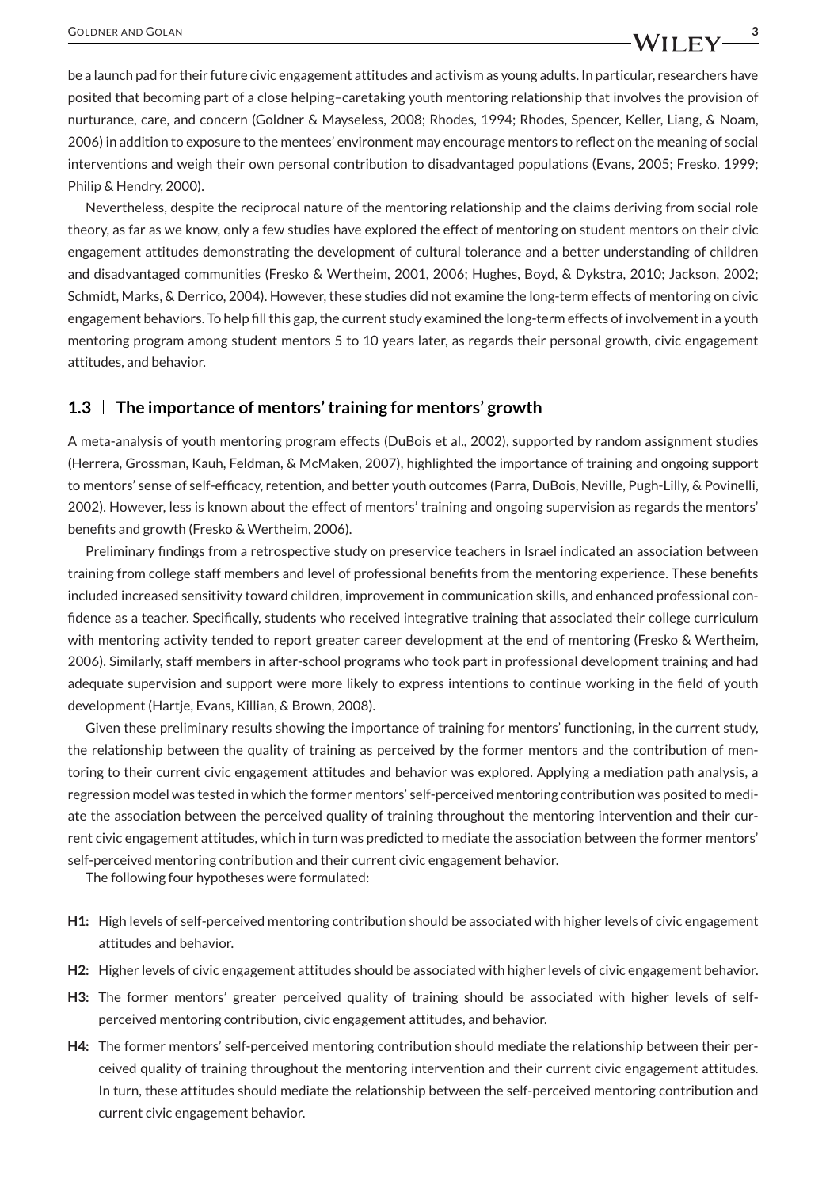be a launch pad for their future civic engagement attitudes and activism as young adults. In particular, researchers have posited that becoming part of a close helping–caretaking youth mentoring relationship that involves the provision of nurturance, care, and concern (Goldner & Mayseless, 2008; Rhodes, 1994; Rhodes, Spencer, Keller, Liang, & Noam, 2006) in addition to exposure to the mentees' environment may encourage mentors to reflect on the meaning of social interventions and weigh their own personal contribution to disadvantaged populations (Evans, 2005; Fresko, 1999; Philip & Hendry, 2000).

Nevertheless, despite the reciprocal nature of the mentoring relationship and the claims deriving from social role theory, as far as we know, only a few studies have explored the effect of mentoring on student mentors on their civic engagement attitudes demonstrating the development of cultural tolerance and a better understanding of children and disadvantaged communities (Fresko & Wertheim, 2001, 2006; Hughes, Boyd, & Dykstra, 2010; Jackson, 2002; Schmidt, Marks, & Derrico, 2004). However, these studies did not examine the long-term effects of mentoring on civic engagement behaviors. To help fill this gap, the current study examined the long-term effects of involvement in a youth mentoring program among student mentors 5 to 10 years later, as regards their personal growth, civic engagement attitudes, and behavior.

### 1.3 | The importance of mentors' training for mentors' growth

A meta-analysis of youth mentoring program effects (DuBois et al., 2002), supported by random assignment studies (Herrera, Grossman, Kauh, Feldman, & McMaken, 2007), highlighted the importance of training and ongoing support to mentors' sense of self-efficacy, retention, and better youth outcomes (Parra, DuBois, Neville, Pugh-Lilly, & Povinelli, 2002). However, less is known about the effect of mentors' training and ongoing supervision as regards the mentors' benefits and growth (Fresko & Wertheim, 2006).

Preliminary findings from a retrospective study on preservice teachers in Israel indicated an association between training from college staff members and level of professional benefits from the mentoring experience. These benefits included increased sensitivity toward children, improvement in communication skills, and enhanced professional confidence as a teacher. Specifically, students who received integrative training that associated their college curriculum with mentoring activity tended to report greater career development at the end of mentoring (Fresko & Wertheim, 2006). Similarly, staff members in after-school programs who took part in professional development training and had adequate supervision and support were more likely to express intentions to continue working in the field of youth development (Hartje, Evans, Killian, & Brown, 2008).

Given these preliminary results showing the importance of training for mentors' functioning, in the current study, the relationship between the quality of training as perceived by the former mentors and the contribution of mentoring to their current civic engagement attitudes and behavior was explored. Applying a mediation path analysis, a regression model was tested in which the former mentors' self-perceived mentoring contribution was posited to mediate the association between the perceived quality of training throughout the mentoring intervention and their current civic engagement attitudes, which in turn was predicted to mediate the association between the former mentors' self-perceived mentoring contribution and their current civic engagement behavior.

The following four hypotheses were formulated:

- **H1:** High levels of self-perceived mentoring contribution should be associated with higher levels of civic engagement attitudes and behavior.
- **H2:** Higher levels of civic engagement attitudes should be associated with higher levels of civic engagement behavior.
- **H3:** The former mentors' greater perceived quality of training should be associated with higher levels of self-perceived mentoring contribution, civic engagement attitudes, and behavior.
- **H4:** The former mentors' self-perceived mentoring contribution should mediate the relationship between their perceived quality of training throughout the mentoring intervention and their current civic engagement attitudes. In turn, these attitudes should mediate the relationship between the self-perceived mentoring contribution and current civic engagement behavior.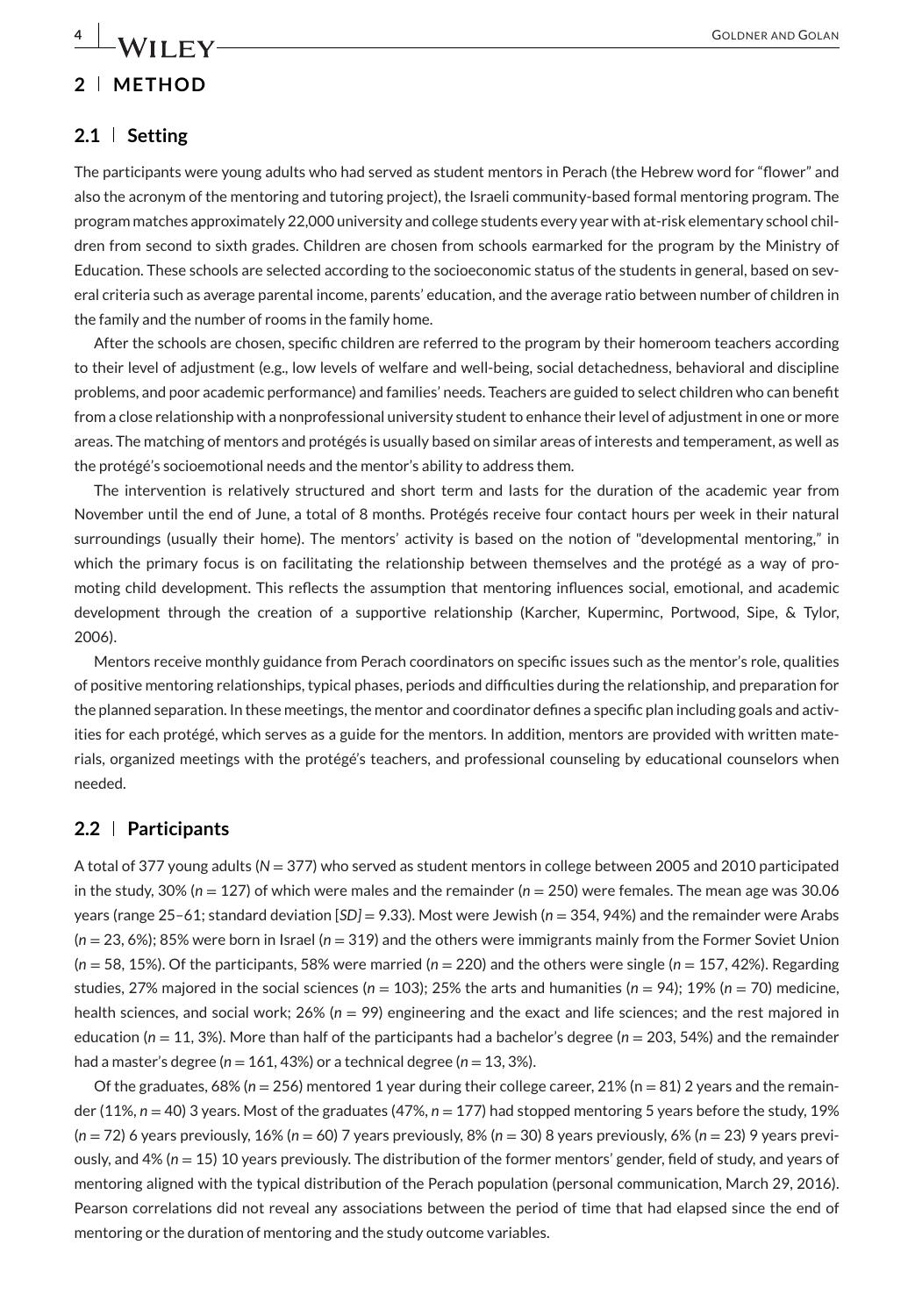## 2 | METHOD

### 2.1 | Setting

The participants were young adults who had served as student mentors in Perach (the Hebrew word for "flower" and also the acronym of the mentoring and tutoring project), the Israeli community-based formal mentoring program. The program matches approximately 22,000 university and college students every year with at-risk elementary school children from second to sixth grades. Children are chosen from schools earmarked for the program by the Ministry of Education. These schools are selected according to the socioeconomic status of the students in general, based on several criteria such as average parental income, parents' education, and the average ratio between number of children in the family and the number of rooms in the family home.

After the schools are chosen, specific children are referred to the program by their homeroom teachers according to their level of adjustment (e.g., low levels of welfare and well-being, social detachedness, behavioral and discipline problems, and poor academic performance) and families' needs. Teachers are guided to select children who can benefit from a close relationship with a nonprofessional university student to enhance their level of adjustment in one or more areas. The matching of mentors and protégés is usually based on similar areas of interests and temperament, as well as the protégé's socioemotional needs and the mentor's ability to address them.

The intervention is relatively structured and short term and lasts for the duration of the academic year from November until the end of June, a total of 8 months. Protégés receive four contact hours per week in their natural surroundings (usually their home). The mentors' activity is based on the notion of "developmental mentoring," in which the primary focus is on facilitating the relationship between themselves and the protégé as a way of promoting child development. This reflects the assumption that mentoring influences social, emotional, and academic development through the creation of a supportive relationship (Karcher, Kuperminc, Portwood, Sipe, & Tylor, 2006).

Mentors receive monthly guidance from Perach coordinators on specific issues such as the mentor's role, qualities of positive mentoring relationships, typical phases, periods and difficulties during the relationship, and preparation for the planned separation. In these meetings, the mentor and coordinator defines a specific plan including goals and activities for each protégé, which serves as a guide for the mentors. In addition, mentors are provided with written materials, organized meetings with the protégé's teachers, and professional counseling by educational counselors when needed.

### 2.2 | Participants

A total of 377 young adults (*N* = 377) who served as student mentors in college between 2005 and 2010 participated in the study, 30% (*n* = 127) of which were males and the remainder (*n* = 250) were females. The mean age was 30.06 years (range 25–61; standard deviation [*SD*] = 9.33). Most were Jewish (*n* = 354, 94%) and the remainder were Arabs (*n* = 23, 6%); 85% were born in Israel (*n* = 319) and the others were immigrants mainly from the Former Soviet Union (*n* = 58, 15%). Of the participants, 58% were married (*n* = 220) and the others were single (*n* = 157, 42%). Regarding studies, 27% majored in the social sciences (*n* = 103); 25% the arts and humanities (*n* = 94); 19% (*n* = 70) medicine, health sciences, and social work; 26% (*n* = 99) engineering and the exact and life sciences; and the rest majored in education (*n* = 11, 3%). More than half of the participants had a bachelor's degree (*n* = 203, 54%) and the remainder had a master's degree (*n* = 161, 43%) or a technical degree (*n* = 13, 3%).

Of the graduates, 68% (*n* = 256) mentored 1 year during their college career, 21% (n = 81) 2 years and the remainder (11%, *n* = 40) 3 years. Most of the graduates (47%, *n* = 177) had stopped mentoring 5 years before the study, 19% (*n* = 72) 6 years previously, 16% (*n* = 60) 7 years previously, 8% (*n* = 30) 8 years previously, 6% (*n* = 23) 9 years previously, and 4% (*n* = 15) 10 years previously. The distribution of the former mentors' gender, field of study, and years of mentoring aligned with the typical distribution of the Perach population (personal communication, March 29, 2016). Pearson correlations did not reveal any associations between the period of time that had elapsed since the end of mentoring or the duration of mentoring and the study outcome variables.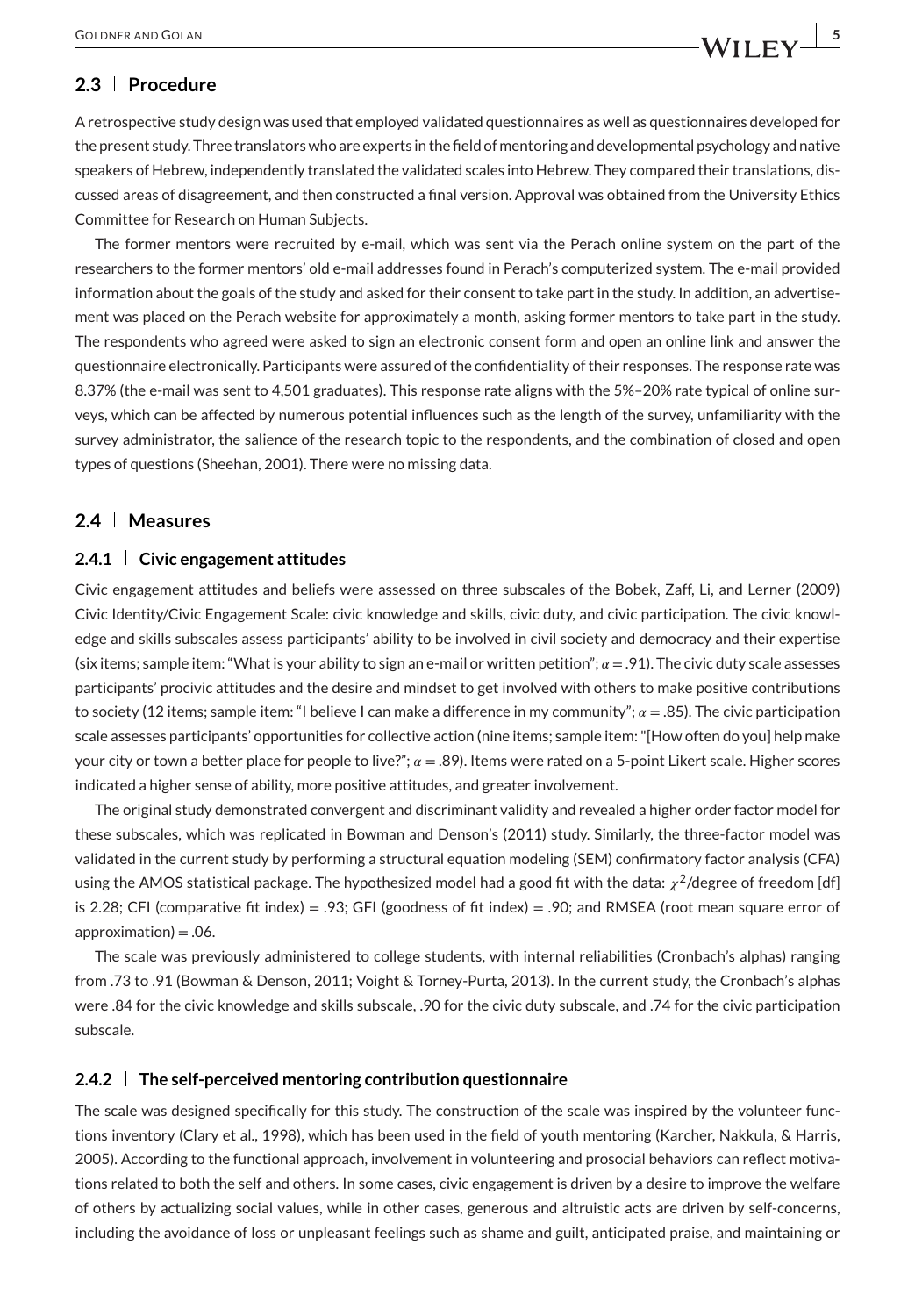## 2.3 | Procedure

A retrospective study design was used that employed validated questionnaires as well as questionnaires developed for the present study. Three translators who are experts in the field of mentoring and developmental psychology and native speakers of Hebrew, independently translated the validated scales into Hebrew. They compared their translations, discussed areas of disagreement, and then constructed a final version. Approval was obtained from the University Ethics Committee for Research on Human Subjects.

The former mentors were recruited by e-mail, which was sent via the Perach online system on the part of the researchers to the former mentors' old e-mail addresses found in Perach's computerized system. The e-mail provided information about the goals of the study and asked for their consent to take part in the study. In addition, an advertisement was placed on the Perach website for approximately a month, asking former mentors to take part in the study. The respondents who agreed were asked to sign an electronic consent form and open an online link and answer the questionnaire electronically. Participants were assured of the confidentiality of their responses. The response rate was 8.37% (the e-mail was sent to 4,501 graduates). This response rate aligns with the 5%–20% rate typical of online surveys, which can be affected by numerous potential influences such as the length of the survey, unfamiliarity with the survey administrator, the salience of the research topic to the respondents, and the combination of closed and open types of questions (Sheehan, 2001). There were no missing data.

## 2.4 | Measures

### 2.4.1 | Civic engagement attitudes

Civic engagement attitudes and beliefs were assessed on three subscales of the Bobek, Zaff, Li, and Lerner (2009) Civic Identity/Civic Engagement Scale: civic knowledge and skills, civic duty, and civic participation. The civic knowledge and skills subscales assess participants' ability to be involved in civil society and democracy and their expertise (six items; sample item: "What is your ability to sign an e-mail or written petition"; $\alpha = .91$). The civic duty scale assesses participants' procivic attitudes and the desire and mindset to get involved with others to make positive contributions to society (12 items; sample item: "I believe I can make a difference in my community"; $\alpha = .85$). The civic participation scale assesses participants' opportunities for collective action (nine items; sample item: "[How often do you] help make your city or town a better place for people to live?"; $\alpha = .89$). Items were rated on a 5-point Likert scale. Higher scores indicated a higher sense of ability, more positive attitudes, and greater involvement.

The original study demonstrated convergent and discriminant validity and revealed a higher order factor model for these subscales, which was replicated in Bowman and Denson's (2011) study. Similarly, the three-factor model was validated in the current study by performing a structural equation modeling (SEM) confirmatory factor analysis (CFA) using the AMOS statistical package. The hypothesized model had a good fit with the data: $\chi^2$/degree of freedom [df] is 2.28; CFI (comparative fit index) = .93; GFI (goodness of fit index) = .90; and RMSEA (root mean square error of approximation) = .06.

The scale was previously administered to college students, with internal reliabilities (Cronbach's alphas) ranging from .73 to .91 (Bowman & Denson, 2011; Voight & Torney-Purta, 2013). In the current study, the Cronbach's alphas were .84 for the civic knowledge and skills subscale, .90 for the civic duty subscale, and .74 for the civic participation subscale.

### 2.4.2 | The self-perceived mentoring contribution questionnaire

The scale was designed specifically for this study. The construction of the scale was inspired by the volunteer functions inventory (Clary et al., 1998), which has been used in the field of youth mentoring (Karcher, Nakkula, & Harris, 2005). According to the functional approach, involvement in volunteering and prosocial behaviors can reflect motivations related to both the self and others. In some cases, civic engagement is driven by a desire to improve the welfare of others by actualizing social values, while in other cases, generous and altruistic acts are driven by self-concerns, including the avoidance of loss or unpleasant feelings such as shame and guilt, anticipated praise, and maintaining or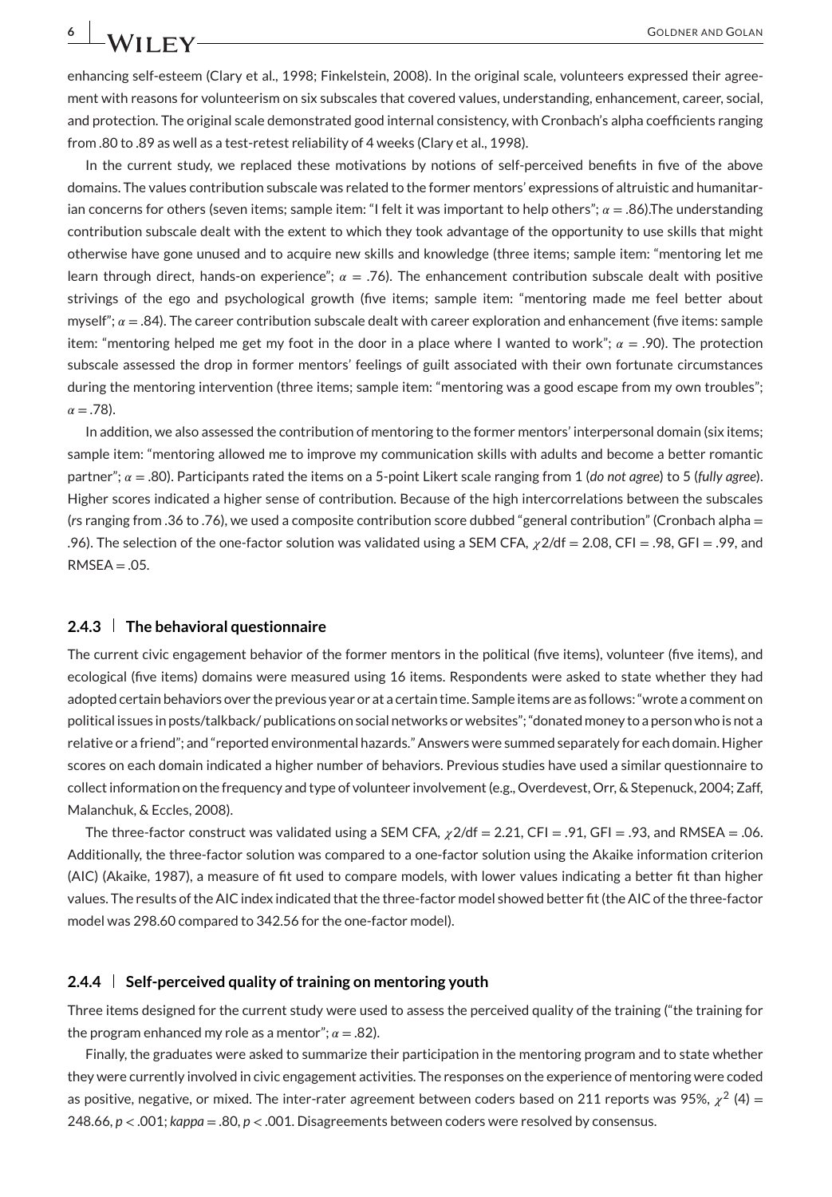enhancing self-esteem (Clary et al., 1998; Finkelstein, 2008). In the original scale, volunteers expressed their agreement with reasons for volunteerism on six subscales that covered values, understanding, enhancement, career, social, and protection. The original scale demonstrated good internal consistency, with Cronbach's alpha coefficients ranging from .80 to .89 as well as a test-retest reliability of 4 weeks (Clary et al., 1998).

In the current study, we replaced these motivations by notions of self-perceived benefits in five of the above domains. The values contribution subscale was related to the former mentors' expressions of altruistic and humanitarian concerns for others (seven items; sample item: "I felt it was important to help others"; $\alpha = .86$).The understanding contribution subscale dealt with the extent to which they took advantage of the opportunity to use skills that might otherwise have gone unused and to acquire new skills and knowledge (three items; sample item: "mentoring let me learn through direct, hands-on experience"; $\alpha = .76$). The enhancement contribution subscale dealt with positive strivings of the ego and psychological growth (five items; sample item: "mentoring made me feel better about myself"; $\alpha = .84$). The career contribution subscale dealt with career exploration and enhancement (five items: sample item: "mentoring helped me get my foot in the door in a place where I wanted to work"; $\alpha = .90$). The protection subscale assessed the drop in former mentors' feelings of guilt associated with their own fortunate circumstances during the mentoring intervention (three items; sample item: "mentoring was a good escape from my own troubles"; $\alpha = .78$).

In addition, we also assessed the contribution of mentoring to the former mentors' interpersonal domain (six items; sample item: "mentoring allowed me to improve my communication skills with adults and become a better romantic partner"; $\alpha = .80$). Participants rated the items on a 5-point Likert scale ranging from 1 (*do not agree*) to 5 (*fully agree*). Higher scores indicated a higher sense of contribution. Because of the high intercorrelations between the subscales (*r*s ranging from .36 to .76), we used a composite contribution score dubbed "general contribution" (Cronbach alpha = .96). The selection of the one-factor solution was validated using a SEM CFA, $\chi 2/\text{df} = 2.08$, CFI = .98, GFI = .99, and RMSEA = .05.

### 2.4.3 | The behavioral questionnaire

The current civic engagement behavior of the former mentors in the political (five items), volunteer (five items), and ecological (five items) domains were measured using 16 items. Respondents were asked to state whether they had adopted certain behaviors over the previous year or at a certain time. Sample items are as follows: "wrote a comment on political issues in posts/talkback/ publications on social networks or websites"; "donated money to a person who is not a relative or a friend"; and "reported environmental hazards." Answers were summed separately for each domain. Higher scores on each domain indicated a higher number of behaviors. Previous studies have used a similar questionnaire to collect information on the frequency and type of volunteer involvement (e.g., Overdevest, Orr, & Stepenuck, 2004; Zaff, Malanchuk, & Eccles, 2008).

The three-factor construct was validated using a SEM CFA, $\chi 2/\text{df} = 2.21$, CFI = .91, GFI = .93, and RMSEA = .06. Additionally, the three-factor solution was compared to a one-factor solution using the Akaike information criterion (AIC) (Akaike, 1987), a measure of fit used to compare models, with lower values indicating a better fit than higher values. The results of the AIC index indicated that the three-factor model showed better fit (the AIC of the three-factor model was 298.60 compared to 342.56 for the one-factor model).

### 2.4.4 | Self-perceived quality of training on mentoring youth

Three items designed for the current study were used to assess the perceived quality of the training ("the training for the program enhanced my role as a mentor"; $\alpha = .82$).

Finally, the graduates were asked to summarize their participation in the mentoring program and to state whether they were currently involved in civic engagement activities. The responses on the experience of mentoring were coded as positive, negative, or mixed. The inter-rater agreement between coders based on 211 reports was 95%, $\chi^2$ (4) = 248.66, $p < .001$; *kappa* = .80, $p < .001$. Disagreements between coders were resolved by consensus.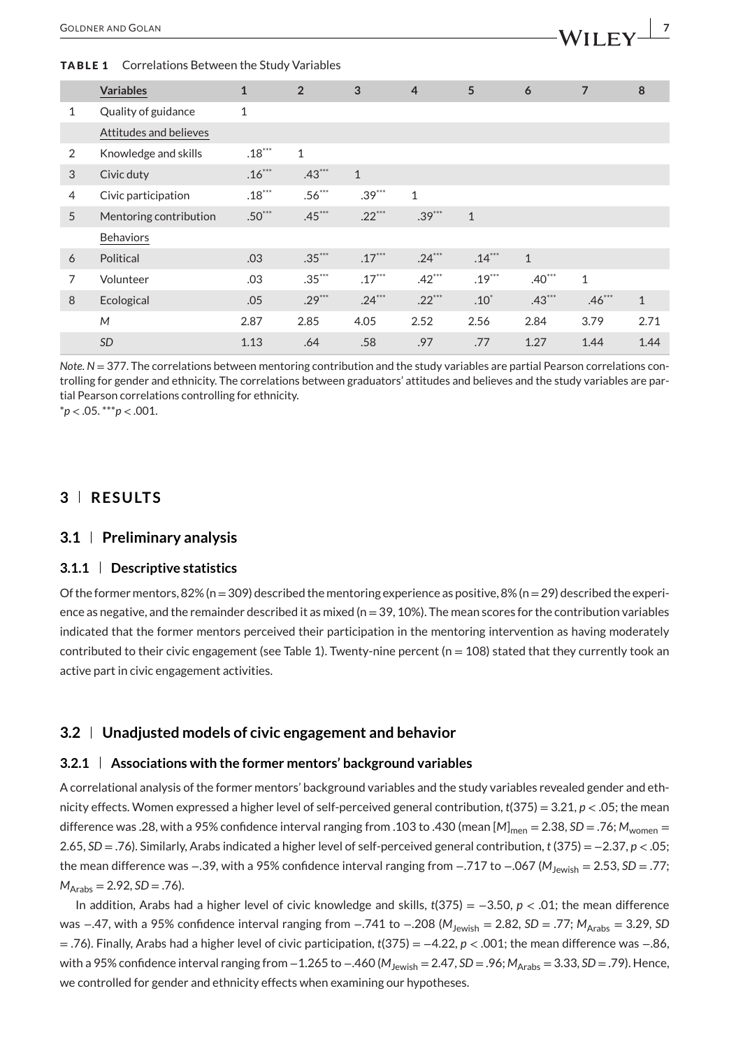**TABLE 1** Correlations Between the Study Variables

| | Variables | 1 | 2 | 3 | 4 | 5 | 6 | 7 | 8 |
|---|---|---|---|---|---|---|---|---|---|
| 1 | Quality of guidance | 1 | | | | | | | |
| | Attitudes and believes | | | | | | | | |
| 2 | Knowledge and skills | .18*** | 1 | | | | | | |
| 3 | Civic duty | .16*** | .43*** | 1 | | | | | |
| 4 | Civic participation | .18*** | .56*** | .39*** | 1 | | | | |
| 5 | Mentoring contribution | .50*** | .45*** | .22*** | .39*** | 1 | | | |
| | Behaviors | | | | | | | | |
| 6 | Political | .03 | .35*** | .17*** | .24*** | .14*** | 1 | | |
| 7 | Volunteer | .03 | .35*** | .17*** | .42*** | .19*** | .40*** | 1 | |
| 8 | Ecological | .05 | .29*** | .24*** | .22*** | .10* | .43*** | .46*** | 1 |
| | *M* | 2.87 | 2.85 | 4.05 | 2.52 | 2.56 | 2.84 | 3.79 | 2.71 |
| | *SD* | 1.13 | .64 | .58 | .97 | .77 | 1.27 | 1.44 | 1.44 |

*Note.* $N = 377$. The correlations between mentoring contribution and the study variables are partial Pearson correlations controlling for gender and ethnicity. The correlations between graduators' attitudes and believes and the study variables are partial Pearson correlations controlling for ethnicity.
*$p < .05$. ***$p < .001$.

## 3 | RESULTS

### 3.1 | Preliminary analysis

#### 3.1.1 | Descriptive statistics

Of the former mentors, 82% (n = 309) described the mentoring experience as positive, 8% (n = 29) described the experience as negative, and the remainder described it as mixed (n = 39, 10%). The mean scores for the contribution variables indicated that the former mentors perceived their participation in the mentoring intervention as having moderately contributed to their civic engagement (see Table 1). Twenty-nine percent (n = 108) stated that they currently took an active part in civic engagement activities.

### 3.2 | Unadjusted models of civic engagement and behavior

#### 3.2.1 | Associations with the former mentors' background variables

A correlational analysis of the former mentors' background variables and the study variables revealed gender and ethnicity effects. Women expressed a higher level of self-perceived general contribution, $t(375) = 3.21$, $p < .05$; the mean difference was .28, with a 95% confidence interval ranging from .103 to .430 (mean $[M]_{\text{men}} = 2.38$, $SD = .76$; $M_{\text{women}} = 2.65$, $SD = .76$). Similarly, Arabs indicated a higher level of self-perceived general contribution, $t(375) = -2.37$, $p < .05$; the mean difference was −.39, with a 95% confidence interval ranging from −.717 to −.067 ($M_{\text{Jewish}} = 2.53$, $SD = .77$; $M_{\text{Arabs}} = 2.92$, $SD = .76$).

In addition, Arabs had a higher level of civic knowledge and skills, $t(375) = -3.50$, $p < .01$; the mean difference was −.47, with a 95% confidence interval ranging from −.741 to −.208 ($M_{\text{Jewish}} = 2.82$, $SD = .77$; $M_{\text{Arabs}} = 3.29$, $SD = .76$). Finally, Arabs had a higher level of civic participation, $t(375) = -4.22$, $p < .001$; the mean difference was −.86, with a 95% confidence interval ranging from −1.265 to −.460 ($M_{\text{Jewish}} = 2.47$, $SD = .96$; $M_{\text{Arabs}} = 3.33$, $SD = .79$). Hence, we controlled for gender and ethnicity effects when examining our hypotheses.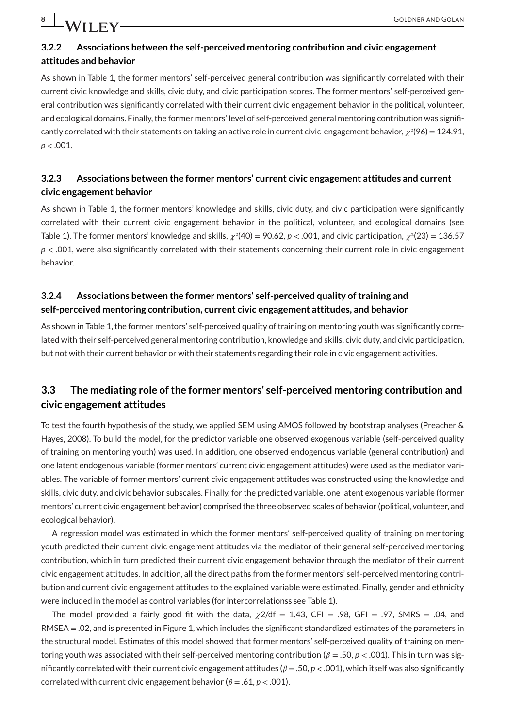### 3.2.2 | Associations between the self-perceived mentoring contribution and civic engagement attitudes and behavior

As shown in Table 1, the former mentors' self-perceived general contribution was significantly correlated with their current civic knowledge and skills, civic duty, and civic participation scores. The former mentors' self-perceived general contribution was significantly correlated with their current civic engagement behavior in the political, volunteer, and ecological domains. Finally, the former mentors' level of self-perceived general mentoring contribution was significantly correlated with their statements on taking an active role in current civic-engagement behavior, $\chi^2(96) = 124.91$, $p < .001$.

### 3.2.3 | Associations between the former mentors' current civic engagement attitudes and current civic engagement behavior

As shown in Table 1, the former mentors' knowledge and skills, civic duty, and civic participation were significantly correlated with their current civic engagement behavior in the political, volunteer, and ecological domains (see Table 1). The former mentors' knowledge and skills, $\chi^2(40) = 90.62$, $p < .001$, and civic participation, $\chi^2(23) = 136.57$ $p < .001$, were also significantly correlated with their statements concerning their current role in civic engagement behavior.

### 3.2.4 | Associations between the former mentors' self-perceived quality of training and self-perceived mentoring contribution, current civic engagement attitudes, and behavior

As shown in Table 1, the former mentors' self-perceived quality of training on mentoring youth was significantly correlated with their self-perceived general mentoring contribution, knowledge and skills, civic duty, and civic participation, but not with their current behavior or with their statements regarding their role in civic engagement activities.

## 3.3 | The mediating role of the former mentors' self-perceived mentoring contribution and civic engagement attitudes

To test the fourth hypothesis of the study, we applied SEM using AMOS followed by bootstrap analyses (Preacher & Hayes, 2008). To build the model, for the predictor variable one observed exogenous variable (self-perceived quality of training on mentoring youth) was used. In addition, one observed endogenous variable (general contribution) and one latent endogenous variable (former mentors' current civic engagement attitudes) were used as the mediator variables. The variable of former mentors' current civic engagement attitudes was constructed using the knowledge and skills, civic duty, and civic behavior subscales. Finally, for the predicted variable, one latent exogenous variable (former mentors' current civic engagement behavior) comprised the three observed scales of behavior (political, volunteer, and ecological behavior).

A regression model was estimated in which the former mentors' self-perceived quality of training on mentoring youth predicted their current civic engagement attitudes via the mediator of their general self-perceived mentoring contribution, which in turn predicted their current civic engagement behavior through the mediator of their current civic engagement attitudes. In addition, all the direct paths from the former mentors' self-perceived mentoring contribution and current civic engagement attitudes to the explained variable were estimated. Finally, gender and ethnicity were included in the model as control variables (for intercorrelationss see Table 1).

The model provided a fairly good fit with the data, $\chi 2/\text{df} = 1.43$, CFI = .98, GFI = .97, SMRS = .04, and RMSEA = .02, and is presented in Figure 1, which includes the significant standardized estimates of the parameters in the structural model. Estimates of this model showed that former mentors' self-perceived quality of training on mentoring youth was associated with their self-perceived mentoring contribution ($\beta = .50$, $p < .001$). This in turn was significantly correlated with their current civic engagement attitudes ($\beta = .50$, $p < .001$), which itself was also significantly correlated with current civic engagement behavior ($\beta = .61$, $p < .001$).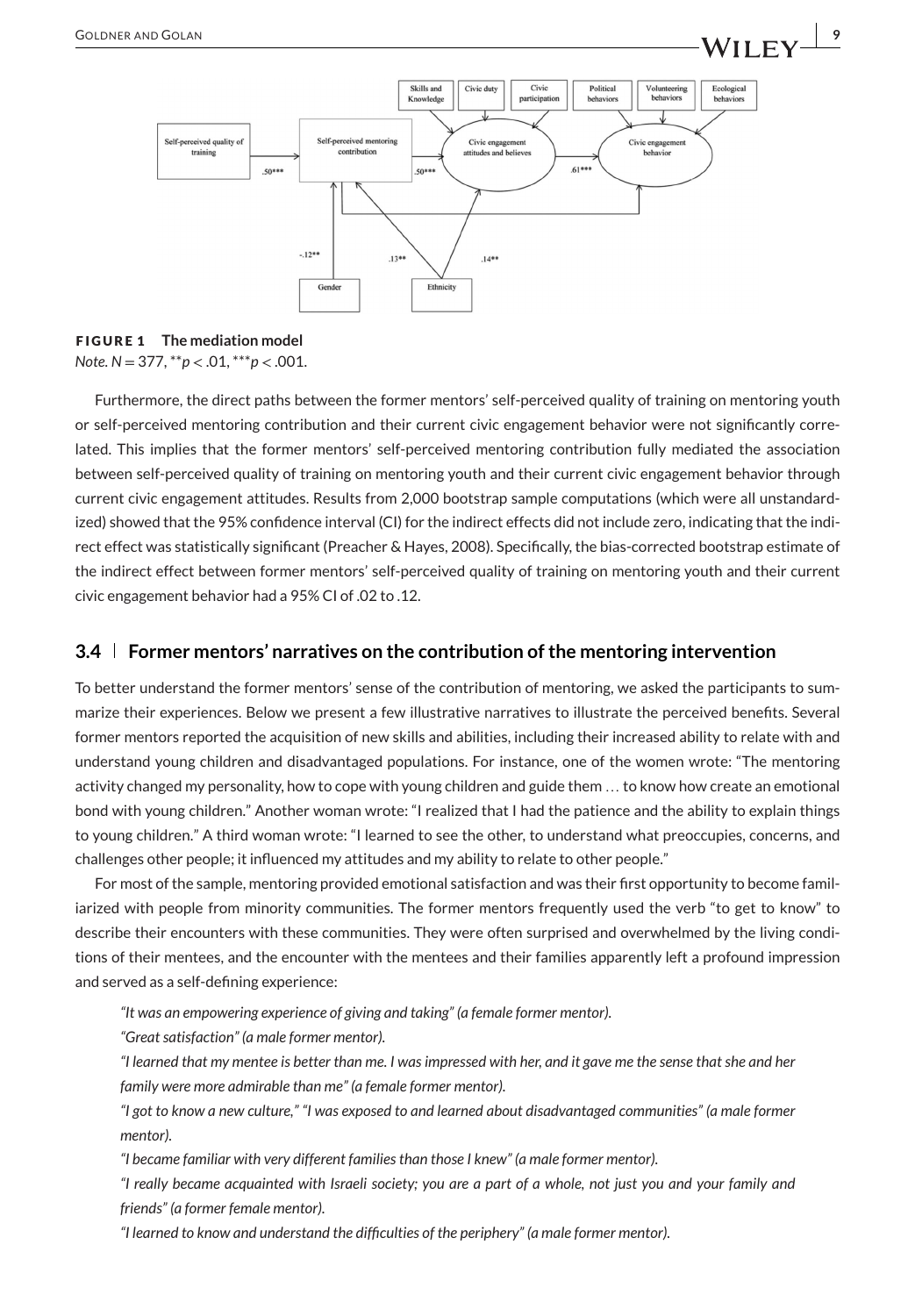**FIGURE 1 The mediation model**
*Note.* $N = 377$, $^{**}p < .01$, $^{***}p < .001$.

Furthermore, the direct paths between the former mentors' self-perceived quality of training on mentoring youth or self-perceived mentoring contribution and their current civic engagement behavior were not significantly correlated. This implies that the former mentors' self-perceived mentoring contribution fully mediated the association between self-perceived quality of training on mentoring youth and their current civic engagement behavior through current civic engagement attitudes. Results from 2,000 bootstrap sample computations (which were all unstandardized) showed that the 95% confidence interval (CI) for the indirect effects did not include zero, indicating that the indirect effect was statistically significant (Preacher & Hayes, 2008). Specifically, the bias-corrected bootstrap estimate of the indirect effect between former mentors' self-perceived quality of training on mentoring youth and their current civic engagement behavior had a 95% CI of .02 to .12.

### 3.4 | Former mentors' narratives on the contribution of the mentoring intervention

To better understand the former mentors' sense of the contribution of mentoring, we asked the participants to summarize their experiences. Below we present a few illustrative narratives to illustrate the perceived benefits. Several former mentors reported the acquisition of new skills and abilities, including their increased ability to relate with and understand young children and disadvantaged populations. For instance, one of the women wrote: "The mentoring activity changed my personality, how to cope with young children and guide them … to know how create an emotional bond with young children." Another woman wrote: "I realized that I had the patience and the ability to explain things to young children." A third woman wrote: "I learned to see the other, to understand what preoccupies, concerns, and challenges other people; it influenced my attitudes and my ability to relate to other people."

For most of the sample, mentoring provided emotional satisfaction and was their first opportunity to become familiarized with people from minority communities. The former mentors frequently used the verb "to get to know" to describe their encounters with these communities. They were often surprised and overwhelmed by the living conditions of their mentees, and the encounter with the mentees and their families apparently left a profound impression and served as a self-defining experience:

*"It was an empowering experience of giving and taking" (a female former mentor).*

*"Great satisfaction" (a male former mentor).*

*"I learned that my mentee is better than me. I was impressed with her, and it gave me the sense that she and her family were more admirable than me" (a female former mentor).*

*"I got to know a new culture," "I was exposed to and learned about disadvantaged communities" (a male former mentor).*

*"I became familiar with very different families than those I knew" (a male former mentor).*

*"I really became acquainted with Israeli society; you are a part of a whole, not just you and your family and friends" (a former female mentor).*

*"I learned to know and understand the difficulties of the periphery" (a male former mentor).*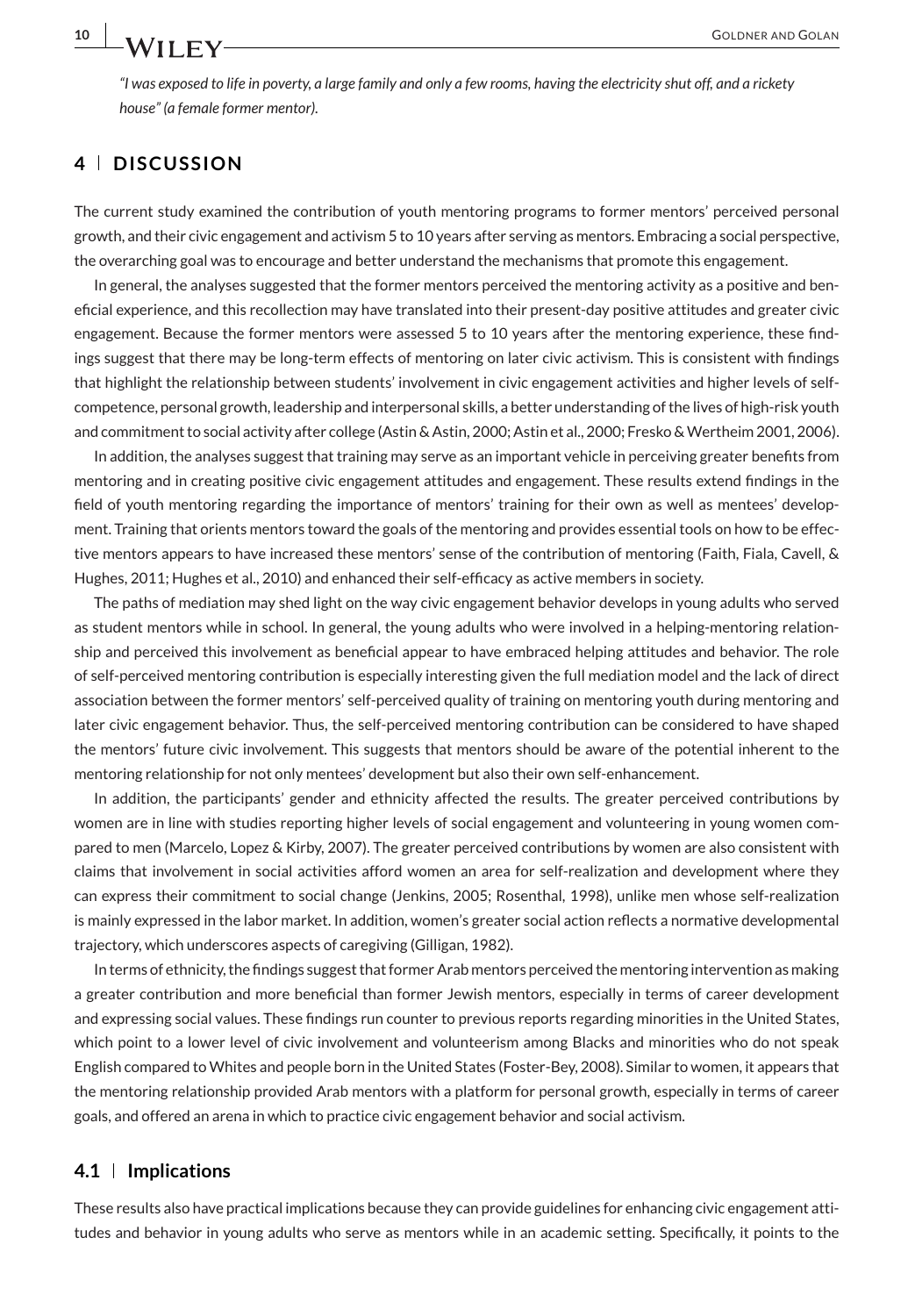*"I was exposed to life in poverty, a large family and only a few rooms, having the electricity shut off, and a rickety house" (a female former mentor).*

## 4 | DISCUSSION

The current study examined the contribution of youth mentoring programs to former mentors' perceived personal growth, and their civic engagement and activism 5 to 10 years after serving as mentors. Embracing a social perspective, the overarching goal was to encourage and better understand the mechanisms that promote this engagement.

In general, the analyses suggested that the former mentors perceived the mentoring activity as a positive and beneficial experience, and this recollection may have translated into their present-day positive attitudes and greater civic engagement. Because the former mentors were assessed 5 to 10 years after the mentoring experience, these findings suggest that there may be long-term effects of mentoring on later civic activism. This is consistent with findings that highlight the relationship between students' involvement in civic engagement activities and higher levels of self-competence, personal growth, leadership and interpersonal skills, a better understanding of the lives of high-risk youth and commitment to social activity after college (Astin & Astin, 2000; Astin et al., 2000; Fresko & Wertheim 2001, 2006).

In addition, the analyses suggest that training may serve as an important vehicle in perceiving greater benefits from mentoring and in creating positive civic engagement attitudes and engagement. These results extend findings in the field of youth mentoring regarding the importance of mentors' training for their own as well as mentees' development. Training that orients mentors toward the goals of the mentoring and provides essential tools on how to be effective mentors appears to have increased these mentors' sense of the contribution of mentoring (Faith, Fiala, Cavell, & Hughes, 2011; Hughes et al., 2010) and enhanced their self-efficacy as active members in society.

The paths of mediation may shed light on the way civic engagement behavior develops in young adults who served as student mentors while in school. In general, the young adults who were involved in a helping-mentoring relationship and perceived this involvement as beneficial appear to have embraced helping attitudes and behavior. The role of self-perceived mentoring contribution is especially interesting given the full mediation model and the lack of direct association between the former mentors' self-perceived quality of training on mentoring youth during mentoring and later civic engagement behavior. Thus, the self-perceived mentoring contribution can be considered to have shaped the mentors' future civic involvement. This suggests that mentors should be aware of the potential inherent to the mentoring relationship for not only mentees' development but also their own self-enhancement.

In addition, the participants' gender and ethnicity affected the results. The greater perceived contributions by women are in line with studies reporting higher levels of social engagement and volunteering in young women compared to men (Marcelo, Lopez & Kirby, 2007). The greater perceived contributions by women are also consistent with claims that involvement in social activities afford women an area for self-realization and development where they can express their commitment to social change (Jenkins, 2005; Rosenthal, 1998), unlike men whose self-realization is mainly expressed in the labor market. In addition, women's greater social action reflects a normative developmental trajectory, which underscores aspects of caregiving (Gilligan, 1982).

In terms of ethnicity, the findings suggest that former Arab mentors perceived the mentoring intervention as making a greater contribution and more beneficial than former Jewish mentors, especially in terms of career development and expressing social values. These findings run counter to previous reports regarding minorities in the United States, which point to a lower level of civic involvement and volunteerism among Blacks and minorities who do not speak English compared to Whites and people born in the United States (Foster-Bey, 2008). Similar to women, it appears that the mentoring relationship provided Arab mentors with a platform for personal growth, especially in terms of career goals, and offered an arena in which to practice civic engagement behavior and social activism.

### 4.1 | Implications

These results also have practical implications because they can provide guidelines for enhancing civic engagement attitudes and behavior in young adults who serve as mentors while in an academic setting. Specifically, it points to the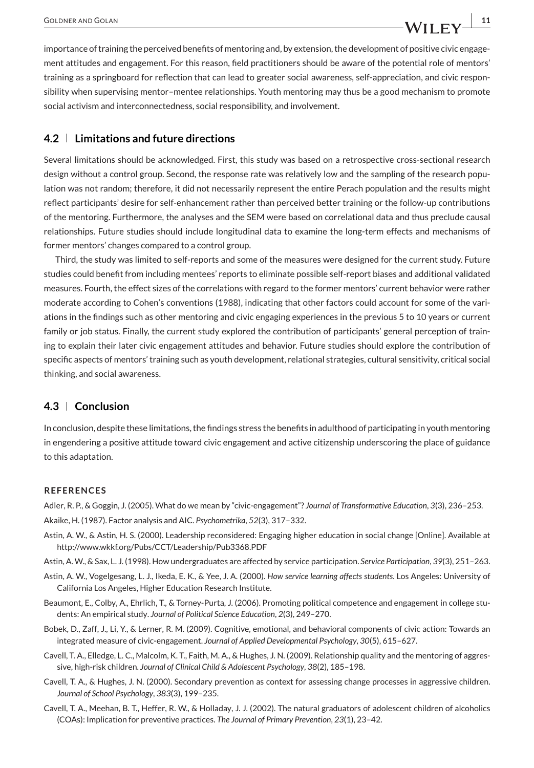importance of training the perceived benefits of mentoring and, by extension, the development of positive civic engagement attitudes and engagement. For this reason, field practitioners should be aware of the potential role of mentors' training as a springboard for reflection that can lead to greater social awareness, self-appreciation, and civic responsibility when supervising mentor–mentee relationships. Youth mentoring may thus be a good mechanism to promote social activism and interconnectedness, social responsibility, and involvement.

## 4.2 | Limitations and future directions

Several limitations should be acknowledged. First, this study was based on a retrospective cross-sectional research design without a control group. Second, the response rate was relatively low and the sampling of the research population was not random; therefore, it did not necessarily represent the entire Perach population and the results might reflect participants' desire for self-enhancement rather than perceived better training or the follow-up contributions of the mentoring. Furthermore, the analyses and the SEM were based on correlational data and thus preclude causal relationships. Future studies should include longitudinal data to examine the long-term effects and mechanisms of former mentors' changes compared to a control group.

Third, the study was limited to self-reports and some of the measures were designed for the current study. Future studies could benefit from including mentees' reports to eliminate possible self-report biases and additional validated measures. Fourth, the effect sizes of the correlations with regard to the former mentors' current behavior were rather moderate according to Cohen's conventions (1988), indicating that other factors could account for some of the variations in the findings such as other mentoring and civic engaging experiences in the previous 5 to 10 years or current family or job status. Finally, the current study explored the contribution of participants' general perception of training to explain their later civic engagement attitudes and behavior. Future studies should explore the contribution of specific aspects of mentors' training such as youth development, relational strategies, cultural sensitivity, critical social thinking, and social awareness.

## 4.3 | Conclusion

In conclusion, despite these limitations, the findings stress the benefits in adulthood of participating in youth mentoring in engendering a positive attitude toward civic engagement and active citizenship underscoring the place of guidance to this adaptation.

## REFERENCES

Adler, R. P., & Goggin, J. (2005). What do we mean by "civic-engagement"? *Journal of Transformative Education*, *3*(3), 236–253.

Akaike, H. (1987). Factor analysis and AIC. *Psychometrika*, *52*(3), 317–332.

Astin, A. W., & Astin, H. S. (2000). Leadership reconsidered: Engaging higher education in social change [Online]. Available at http://www.wkkf.org/Pubs/CCT/Leadership/Pub3368.PDF

Astin, A. W., & Sax, L. J. (1998). How undergraduates are affected by service participation. *Service Participation*, *39*(3), 251–263.

Astin, A. W., Vogelgesang, L. J., Ikeda, E. K., & Yee, J. A. (2000). *How service learning affects students*. Los Angeles: University of California Los Angeles, Higher Education Research Institute.

Beaumont, E., Colby, A., Ehrlich, T., & Torney-Purta, J. (2006). Promoting political competence and engagement in college students: An empirical study. *Journal of Political Science Education*, *2*(3), 249–270.

Bobek, D., Zaff, J., Li, Y., & Lerner, R. M. (2009). Cognitive, emotional, and behavioral components of civic action: Towards an integrated measure of civic-engagement. *Journal of Applied Developmental Psychology*, *30*(5), 615–627.

Cavell, T. A., Elledge, L. C., Malcolm, K. T., Faith, M. A., & Hughes, J. N. (2009). Relationship quality and the mentoring of aggressive, high-risk children. *Journal of Clinical Child & Adolescent Psychology*, *38*(2), 185–198.

Cavell, T. A., & Hughes, J. N. (2000). Secondary prevention as context for assessing change processes in aggressive children. *Journal of School Psychology*, *383*(3), 199–235.

Cavell, T. A., Meehan, B. T., Heffer, R. W., & Holladay, J. J. (2002). The natural graduators of adolescent children of alcoholics (COAs): Implication for preventive practices. *The Journal of Primary Prevention*, *23*(1), 23–42.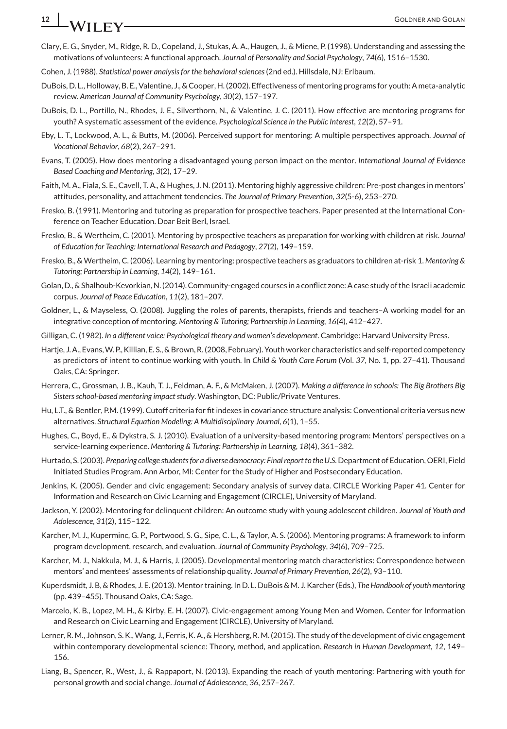Clary, E. G., Snyder, M., Ridge, R. D., Copeland, J., Stukas, A. A., Haugen, J., & Miene, P. (1998). Understanding and assessing the motivations of volunteers: A functional approach. *Journal of Personality and Social Psychology*, *74*(6), 1516–1530.

Cohen, J. (1988). *Statistical power analysis for the behavioral sciences* (2nd ed.). Hillsdale, NJ: Erlbaum.

DuBois, D. L., Holloway, B. E., Valentine, J., & Cooper, H. (2002). Effectiveness of mentoring programs for youth: A meta-analytic review. *American Journal of Community Psychology*, *30*(2), 157–197.

DuBois, D. L., Portillo, N., Rhodes, J. E., Silverthorn, N., & Valentine, J. C. (2011). How effective are mentoring programs for youth? A systematic assessment of the evidence. *Psychological Science in the Public Interest*, *12*(2), 57–91.

Eby, L. T., Lockwood, A. L., & Butts, M. (2006). Perceived support for mentoring: A multiple perspectives approach. *Journal of Vocational Behavior*, *68*(2), 267–291.

Evans, T. (2005). How does mentoring a disadvantaged young person impact on the mentor. *International Journal of Evidence Based Coaching and Mentoring*, *3*(2), 17–29.

Faith, M. A., Fiala, S. E., Cavell, T. A., & Hughes, J. N. (2011). Mentoring highly aggressive children: Pre-post changes in mentors' attitudes, personality, and attachment tendencies. *The Journal of Primary Prevention*, *32*(5-6), 253–270.

Fresko, B. (1991). Mentoring and tutoring as preparation for prospective teachers. Paper presented at the International Conference on Teacher Education. Doar Beit Berl, Israel.

Fresko, B., & Wertheim, C. (2001). Mentoring by prospective teachers as preparation for working with children at risk. *Journal of Education for Teaching: International Research and Pedagogy*, *27*(2), 149–159.

Fresko, B., & Wertheim, C. (2006). Learning by mentoring: prospective teachers as graduators to children at-risk 1. *Mentoring & Tutoring; Partnership in Learning*, *14*(2), 149–161.

Golan, D., & Shalhoub-Kevorkian, N. (2014). Community-engaged courses in a conflict zone: A case study of the Israeli academic corpus. *Journal of Peace Education*, *11*(2), 181–207.

Goldner, L., & Mayseless, O. (2008). Juggling the roles of parents, therapists, friends and teachers–A working model for an integrative conception of mentoring. *Mentoring & Tutoring; Partnership in Learning*, *16*(4), 412–427.

Gilligan, C. (1982). *In a different voice: Psychological theory and women's development*. Cambridge: Harvard University Press.

Hartje, J. A., Evans, W. P., Killian, E. S., & Brown, R. (2008, February). Youth worker characteristics and self-reported competency as predictors of intent to continue working with youth. In *Child & Youth Care Forum* (Vol. *37*, No. 1, pp. 27–41). Thousand Oaks, CA: Springer.

Herrera, C., Grossman, J. B., Kauh, T. J., Feldman, A. F., & McMaken, J. (2007). *Making a difference in schools: The Big Brothers Big Sisters school-based mentoring impact study*. Washington, DC: Public/Private Ventures.

Hu, L.T., & Bentler, P.M. (1999). Cutoff criteria for fit indexes in covariance structure analysis: Conventional criteria versus new alternatives. *Structural Equation Modeling: A Multidisciplinary Journal*, *6*(1), 1–55.

Hughes, C., Boyd, E., & Dykstra, S. J. (2010). Evaluation of a university-based mentoring program: Mentors' perspectives on a service-learning experience. *Mentoring & Tutoring: Partnership in Learning*, *18*(4), 361–382.

Hurtado, S. (2003). *Preparing college students for a diverse democracy: Final report to the U.S.* Department of Education, OERI, Field Initiated Studies Program. Ann Arbor, MI: Center for the Study of Higher and Postsecondary Education.

Jenkins, K. (2005). Gender and civic engagement: Secondary analysis of survey data. CIRCLE Working Paper 41. Center for Information and Research on Civic Learning and Engagement (CIRCLE), University of Maryland.

Jackson, Y. (2002). Mentoring for delinquent children: An outcome study with young adolescent children. *Journal of Youth and Adolescence*, *31*(2), 115–122.

Karcher, M. J., Kuperminc, G. P., Portwood, S. G., Sipe, C. L., & Taylor, A. S. (2006). Mentoring programs: A framework to inform program development, research, and evaluation. *Journal of Community Psychology*, *34*(6), 709–725.

Karcher, M. J., Nakkula, M. J., & Harris, J. (2005). Developmental mentoring match characteristics: Correspondence between mentors' and mentees' assessments of relationship quality. *Journal of Primary Prevention*, *26*(2), 93–110.

Kuperdsmidt, J. B, & Rhodes, J. E. (2013). Mentor training. In D. L. DuBois & M. J. Karcher (Eds.), *The Handbook of youth mentoring* (pp. 439–455). Thousand Oaks, CA: Sage.

Marcelo, K. B., Lopez, M. H., & Kirby, E. H. (2007). Civic-engagement among Young Men and Women. Center for Information and Research on Civic Learning and Engagement (CIRCLE), University of Maryland.

Lerner, R. M., Johnson, S. K., Wang, J., Ferris, K. A., & Hershberg, R. M. (2015). The study of the development of civic engagement within contemporary developmental science: Theory, method, and application. *Research in Human Development*, *12*, 149–156.

Liang, B., Spencer, R., West, J., & Rappaport, N. (2013). Expanding the reach of youth mentoring: Partnering with youth for personal growth and social change. *Journal of Adolescence*, *36*, 257–267.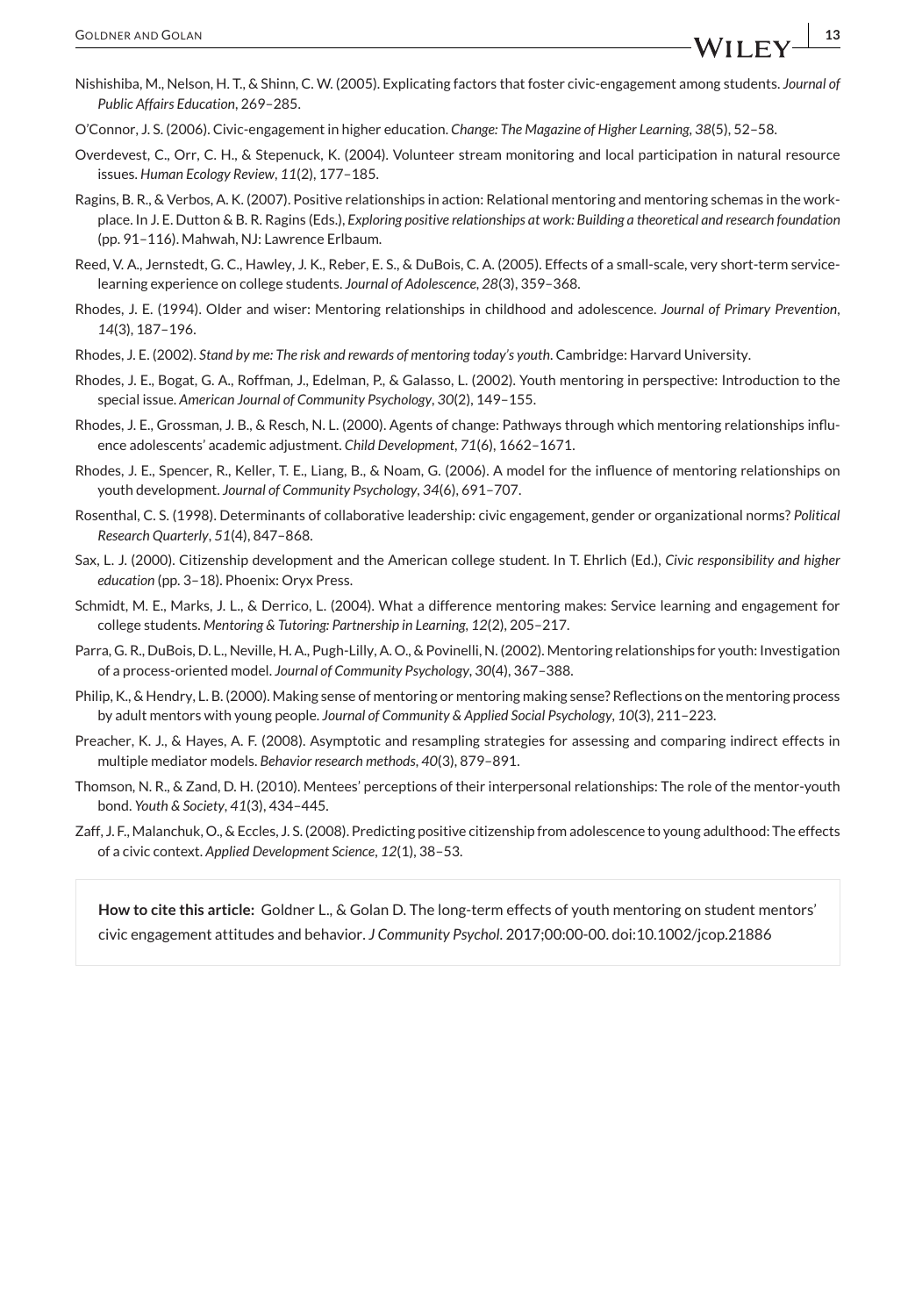Nishishiba, M., Nelson, H. T., & Shinn, C. W. (2005). Explicating factors that foster civic-engagement among students. *Journal of Public Affairs Education*, 269–285.

O'Connor, J. S. (2006). Civic-engagement in higher education. *Change: The Magazine of Higher Learning*, *38*(5), 52–58.

Overdevest, C., Orr, C. H., & Stepenuck, K. (2004). Volunteer stream monitoring and local participation in natural resource issues. *Human Ecology Review*, *11*(2), 177–185.

Ragins, B. R., & Verbos, A. K. (2007). Positive relationships in action: Relational mentoring and mentoring schemas in the workplace. In J. E. Dutton & B. R. Ragins (Eds.), *Exploring positive relationships at work: Building a theoretical and research foundation* (pp. 91–116). Mahwah, NJ: Lawrence Erlbaum.

Reed, V. A., Jernstedt, G. C., Hawley, J. K., Reber, E. S., & DuBois, C. A. (2005). Effects of a small-scale, very short-term service-learning experience on college students. *Journal of Adolescence*, *28*(3), 359–368.

Rhodes, J. E. (1994). Older and wiser: Mentoring relationships in childhood and adolescence. *Journal of Primary Prevention*, *14*(3), 187–196.

Rhodes, J. E. (2002). *Stand by me: The risk and rewards of mentoring today's youth*. Cambridge: Harvard University.

Rhodes, J. E., Bogat, G. A., Roffman, J., Edelman, P., & Galasso, L. (2002). Youth mentoring in perspective: Introduction to the special issue. *American Journal of Community Psychology*, *30*(2), 149–155.

Rhodes, J. E., Grossman, J. B., & Resch, N. L. (2000). Agents of change: Pathways through which mentoring relationships influence adolescents' academic adjustment. *Child Development*, *71*(6), 1662–1671.

Rhodes, J. E., Spencer, R., Keller, T. E., Liang, B., & Noam, G. (2006). A model for the influence of mentoring relationships on youth development. *Journal of Community Psychology*, *34*(6), 691–707.

Rosenthal, C. S. (1998). Determinants of collaborative leadership: civic engagement, gender or organizational norms? *Political Research Quarterly*, *51*(4), 847–868.

Sax, L. J. (2000). Citizenship development and the American college student. In T. Ehrlich (Ed.), *Civic responsibility and higher education* (pp. 3–18). Phoenix: Oryx Press.

Schmidt, M. E., Marks, J. L., & Derrico, L. (2004). What a difference mentoring makes: Service learning and engagement for college students. *Mentoring & Tutoring: Partnership in Learning*, *12*(2), 205–217.

Parra, G. R., DuBois, D. L., Neville, H. A., Pugh-Lilly, A. O., & Povinelli, N. (2002). Mentoring relationships for youth: Investigation of a process-oriented model. *Journal of Community Psychology*, *30*(4), 367–388.

Philip, K., & Hendry, L. B. (2000). Making sense of mentoring or mentoring making sense? Reflections on the mentoring process by adult mentors with young people. *Journal of Community & Applied Social Psychology*, *10*(3), 211–223.

Preacher, K. J., & Hayes, A. F. (2008). Asymptotic and resampling strategies for assessing and comparing indirect effects in multiple mediator models. *Behavior research methods*, *40*(3), 879–891.

Thomson, N. R., & Zand, D. H. (2010). Mentees' perceptions of their interpersonal relationships: The role of the mentor-youth bond. *Youth & Society*, *41*(3), 434–445.

Zaff, J. F., Malanchuk, O., & Eccles, J. S. (2008). Predicting positive citizenship from adolescence to young adulthood: The effects of a civic context. *Applied Development Science*, *12*(1), 38–53.

**How to cite this article:** Goldner L., & Golan D. The long-term effects of youth mentoring on student mentors' civic engagement attitudes and behavior. *J Community Psychol*. 2017;00:00-00. doi:10.1002/jcop.21886